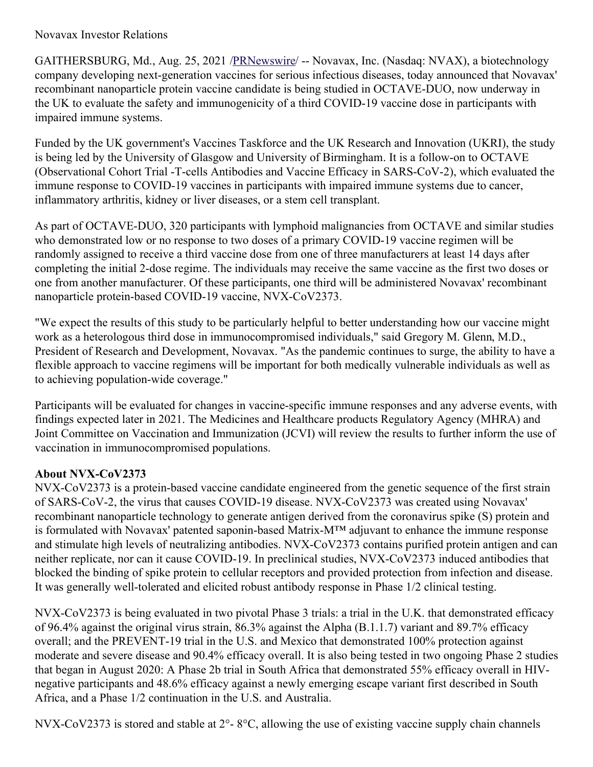Novavax Investor Relations

GAITHERSBURG, Md., Aug. 25, 2021 /PRNewswire/ -- Novavax, Inc. (Nasdaq: NVAX), a biotechnology company developing next-generation vaccines for serious infectious diseases, today announced that Novavax' recombinant nanoparticle protein vaccine candidate is being studied in OCTAVE-DUO, now underway in the UK to evaluate the safety and immunogenicity of a third COVID-19 vaccine dose in participants with impaired immune systems.

Funded by the UK government's Vaccines Taskforce and the UK Research and Innovation (UKRI), the study is being led by the University of Glasgow and University of Birmingham. It is a follow-on to OCTAVE (Observational Cohort Trial -T-cells Antibodies and Vaccine Efficacy in SARS-CoV-2), which evaluated the immune response to COVID-19 vaccines in participants with impaired immune systems due to cancer, inflammatory arthritis, kidney or liver diseases, or a stem cell transplant.

As part of OCTAVE-DUO, 320 participants with lymphoid malignancies from OCTAVE and similar studies who demonstrated low or no response to two doses of a primary COVID-19 vaccine regimen will be randomly assigned to receive a third vaccine dose from one of three manufacturers at least 14 days after completing the initial 2-dose regime. The individuals may receive the same vaccine as the first two doses or one from another manufacturer. Of these participants, one third will be administered Novavax' recombinant nanoparticle protein-based COVID-19 vaccine, NVX-CoV2373.

"We expect the results of this study to be particularly helpful to better understanding how our vaccine might work as a heterologous third dose in immunocompromised individuals," said Gregory M. Glenn, M.D., President of Research and Development, Novavax. "As the pandemic continues to surge, the ability to have a flexible approach to vaccine regimens will be important for both medically vulnerable individuals as well as to achieving population-wide coverage."

Participants will be evaluated for changes in vaccine-specific immune responses and any adverse events, with findings expected later in 2021. The Medicines and Healthcare products Regulatory Agency (MHRA) and Joint Committee on Vaccination and Immunization (JCVI) will review the results to further inform the use of vaccination in immunocompromised populations.

**About NVX-CoV2373**

NVX-CoV2373 is a protein-based vaccine candidate engineered from the genetic sequence of the first strain of SARS-CoV-2, the virus that causes COVID-19 disease. NVX-CoV2373 was created using Novavax' recombinant nanoparticle technology to generate antigen derived from the coronavirus spike (S) protein and is formulated with Novavax' patented saponin-based Matrix-M™ adjuvant to enhance the immune response and stimulate high levels of neutralizing antibodies. NVX-CoV2373 contains purified protein antigen and can neither replicate, nor can it cause COVID-19. In preclinical studies, NVX-CoV2373 induced antibodies that blocked the binding of spike protein to cellular receptors and provided protection from infection and disease. It was generally well-tolerated and elicited robust antibody response in Phase 1/2 clinical testing.

NVX-CoV2373 is being evaluated in two pivotal Phase 3 trials: a trial in the U.K. that demonstrated efficacy of 96.4% against the original virus strain, 86.3% against the Alpha (B.1.1.7) variant and 89.7% efficacy overall; and the PREVENT-19 trial in the U.S. and Mexico that demonstrated 100% protection against moderate and severe disease and 90.4% efficacy overall. It is also being tested in two ongoing Phase 2 studies that began in August 2020: A Phase 2b trial in South Africa that demonstrated 55% efficacy overall in HIV-negative participants and 48.6% efficacy against a newly emerging escape variant first described in South Africa, and a Phase 1/2 continuation in the U.S. and Australia.

NVX-CoV2373 is stored and stable at 2°- 8°C, allowing the use of existing vaccine supply chain channels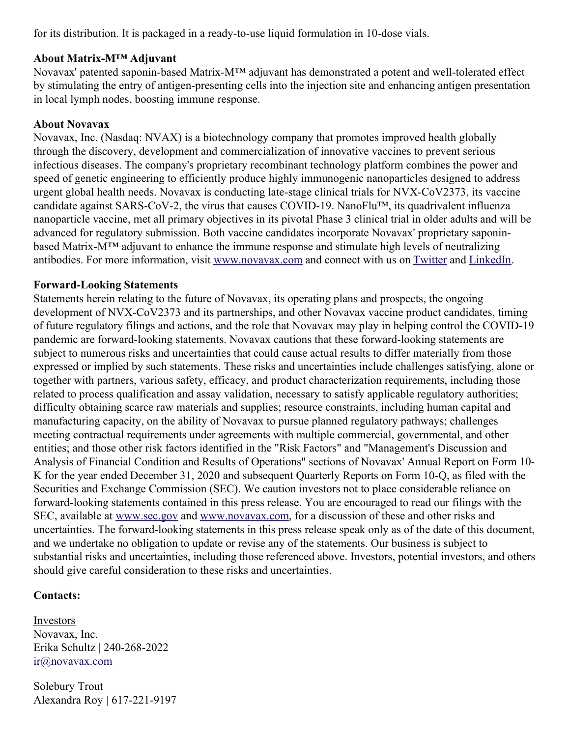for its distribution. It is packaged in a ready-to-use liquid formulation in 10-dose vials.

**About Matrix-M™ Adjuvant**

Novavax' patented saponin-based Matrix-M™ adjuvant has demonstrated a potent and well-tolerated effect by stimulating the entry of antigen-presenting cells into the injection site and enhancing antigen presentation in local lymph nodes, boosting immune response.

**About Novavax**

Novavax, Inc. (Nasdaq: NVAX) is a biotechnology company that promotes improved health globally through the discovery, development and commercialization of innovative vaccines to prevent serious infectious diseases. The company's proprietary recombinant technology platform combines the power and speed of genetic engineering to efficiently produce highly immunogenic nanoparticles designed to address urgent global health needs. Novavax is conducting late-stage clinical trials for NVX-CoV2373, its vaccine candidate against SARS-CoV-2, the virus that causes COVID-19. NanoFlu™, its quadrivalent influenza nanoparticle vaccine, met all primary objectives in its pivotal Phase 3 clinical trial in older adults and will be advanced for regulatory submission. Both vaccine candidates incorporate Novavax' proprietary saponin-based Matrix-M™ adjuvant to enhance the immune response and stimulate high levels of neutralizing antibodies. For more information, visit [www.novavax.com](http://www.novavax.com) and connect with us on [Twitter]() and [LinkedIn]().

**Forward-Looking Statements**

Statements herein relating to the future of Novavax, its operating plans and prospects, the ongoing development of NVX-CoV2373 and its partnerships, and other Novavax vaccine product candidates, timing of future regulatory filings and actions, and the role that Novavax may play in helping control the COVID-19 pandemic are forward-looking statements. Novavax cautions that these forward-looking statements are subject to numerous risks and uncertainties that could cause actual results to differ materially from those expressed or implied by such statements. These risks and uncertainties include challenges satisfying, alone or together with partners, various safety, efficacy, and product characterization requirements, including those related to process qualification and assay validation, necessary to satisfy applicable regulatory authorities; difficulty obtaining scarce raw materials and supplies; resource constraints, including human capital and manufacturing capacity, on the ability of Novavax to pursue planned regulatory pathways; challenges meeting contractual requirements under agreements with multiple commercial, governmental, and other entities; and those other risk factors identified in the "Risk Factors" and "Management's Discussion and Analysis of Financial Condition and Results of Operations" sections of Novavax' Annual Report on Form 10-K for the year ended December 31, 2020 and subsequent Quarterly Reports on Form 10-Q, as filed with the Securities and Exchange Commission (SEC). We caution investors not to place considerable reliance on forward-looking statements contained in this press release. You are encouraged to read our filings with the SEC, available at [www.sec.gov](http://www.sec.gov) and [www.novavax.com](http://www.novavax.com), for a discussion of these and other risks and uncertainties. The forward-looking statements in this press release speak only as of the date of this document, and we undertake no obligation to update or revise any of the statements. Our business is subject to substantial risks and uncertainties, including those referenced above. Investors, potential investors, and others should give careful consideration to these risks and uncertainties.

**Contacts:**

Investors
Novavax, Inc.
Erika Schultz | 240-268-2022
[ir@novavax.com](mailto:ir@novavax.com)

Solebury Trout
Alexandra Roy | 617-221-9197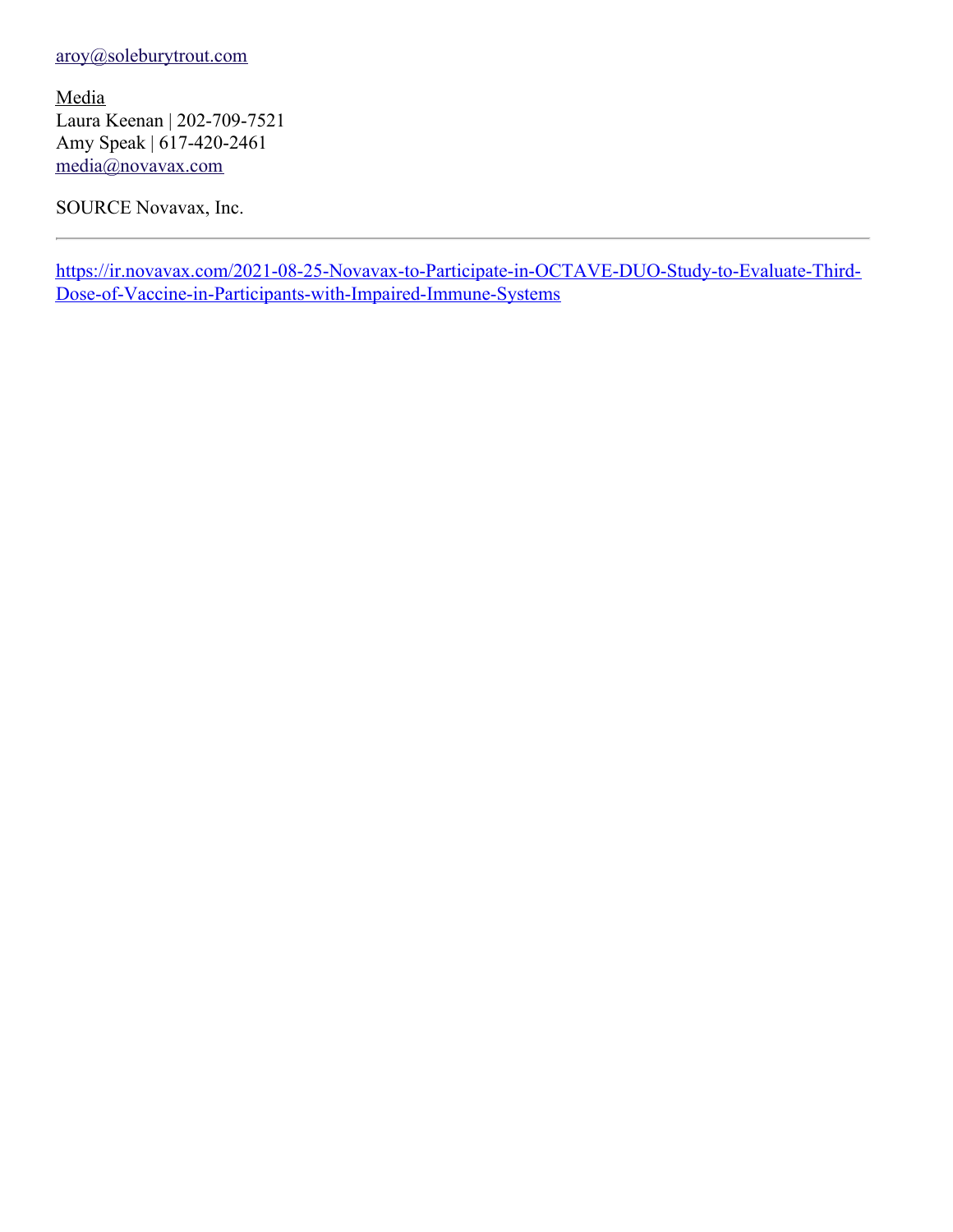aroy@soleburytrout.com

Media
Laura Keenan | 202-709-7521
Amy Speak | 617-420-2461
media@novavax.com

SOURCE Novavax, Inc.

---

https://ir.novavax.com/2021-08-25-Novavax-to-Participate-in-OCTAVE-DUO-Study-to-Evaluate-Third-Dose-of-Vaccine-in-Participants-with-Impaired-Immune-Systems